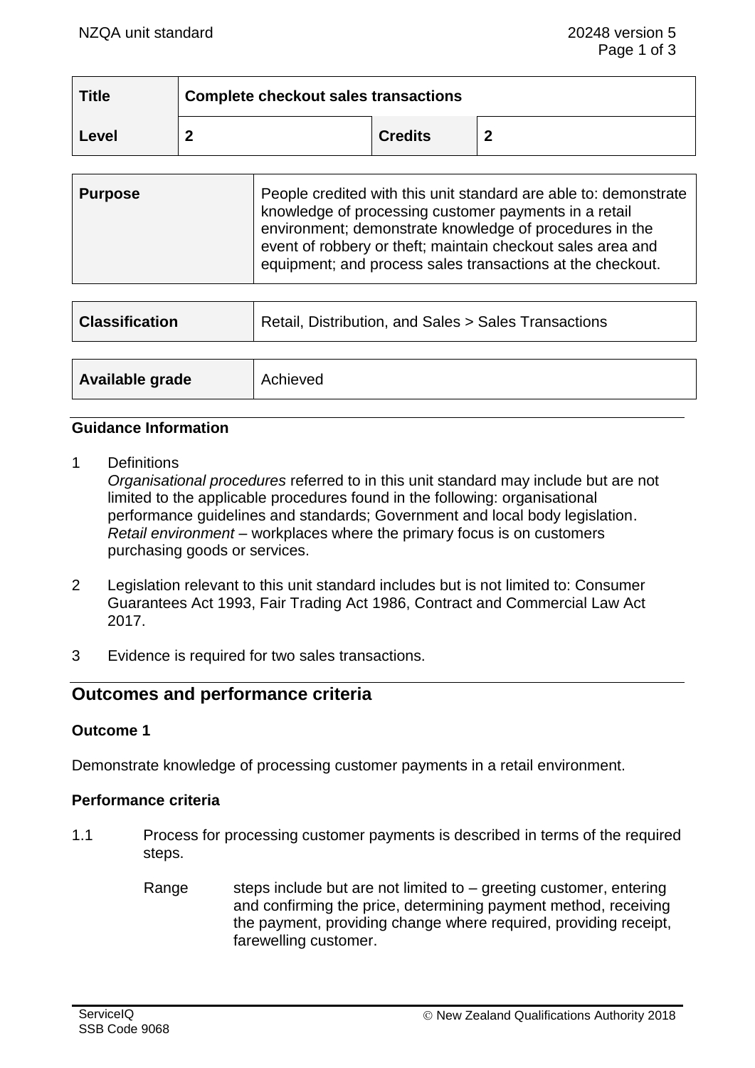| Title | Complete checkout sales transactions | | |
|---|---|---|---|
| Level | 2 | Credits | 2 |

| Purpose | People credited with this unit standard are able to: demonstrate knowledge of processing customer payments in a retail environment; demonstrate knowledge of procedures in the event of robbery or theft; maintain checkout sales area and equipment; and process sales transactions at the checkout. |
|---|---|

| Classification | Retail, Distribution, and Sales > Sales Transactions |
|---|---|

| Available grade | Achieved |
|---|---|

### Guidance Information

1 Definitions
*Organisational procedures* referred to in this unit standard may include but are not limited to the applicable procedures found in the following: organisational performance guidelines and standards; Government and local body legislation.
*Retail environment* – workplaces where the primary focus is on customers purchasing goods or services.

2 Legislation relevant to this unit standard includes but is not limited to: Consumer Guarantees Act 1993, Fair Trading Act 1986, Contract and Commercial Law Act 2017.

3 Evidence is required for two sales transactions.

## Outcomes and performance criteria

### Outcome 1

Demonstrate knowledge of processing customer payments in a retail environment.

### Performance criteria

1.1 Process for processing customer payments is described in terms of the required steps.

Range steps include but are not limited to – greeting customer, entering and confirming the price, determining payment method, receiving the payment, providing change where required, providing receipt, farewelling customer.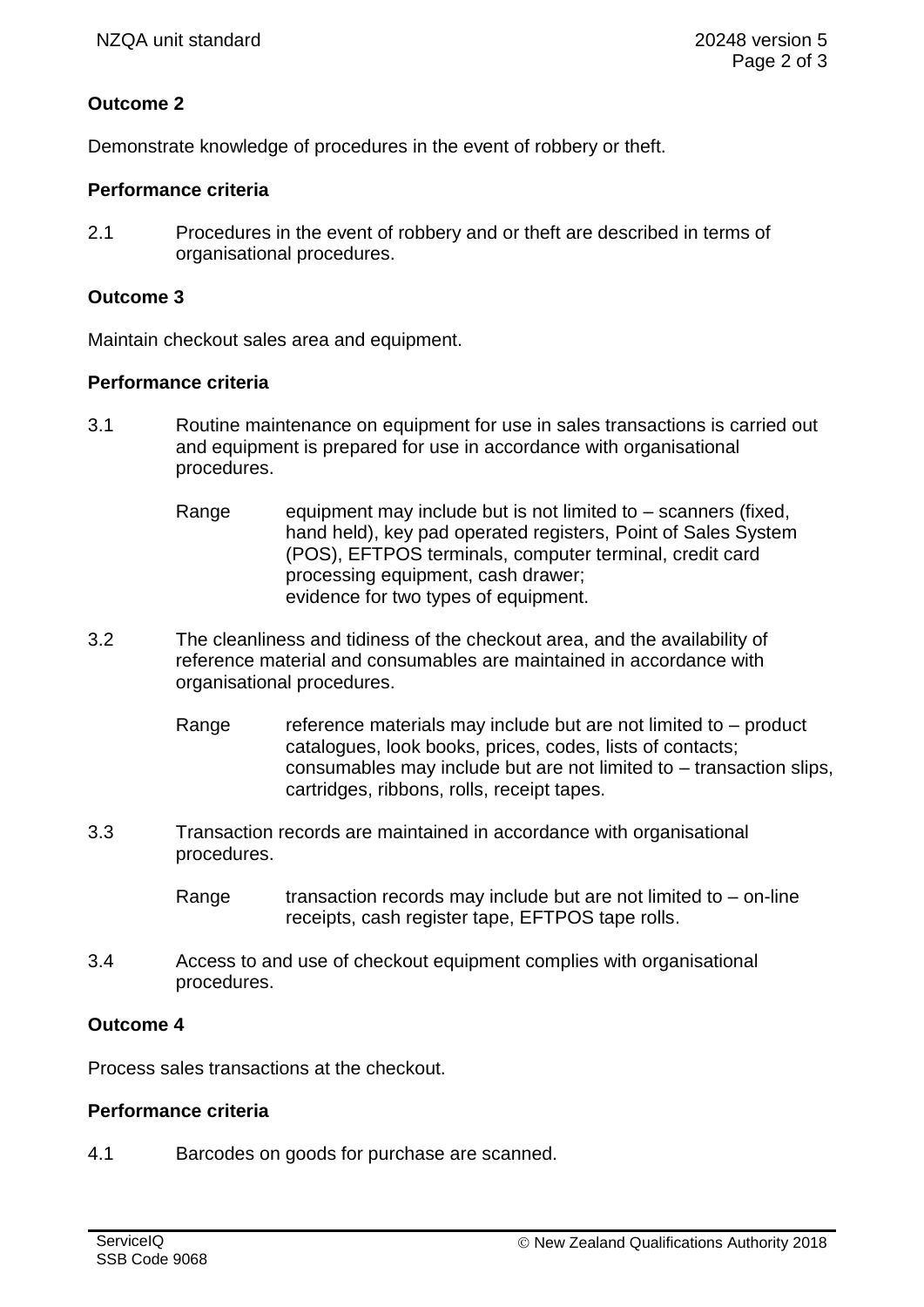**Outcome 2**

Demonstrate knowledge of procedures in the event of robbery or theft.

**Performance criteria**

2.1 Procedures in the event of robbery and or theft are described in terms of organisational procedures.

**Outcome 3**

Maintain checkout sales area and equipment.

**Performance criteria**

3.1 Routine maintenance on equipment for use in sales transactions is carried out and equipment is prepared for use in accordance with organisational procedures.

Range equipment may include but is not limited to – scanners (fixed, hand held), key pad operated registers, Point of Sales System (POS), EFTPOS terminals, computer terminal, credit card processing equipment, cash drawer;
evidence for two types of equipment.

3.2 The cleanliness and tidiness of the checkout area, and the availability of reference material and consumables are maintained in accordance with organisational procedures.

Range reference materials may include but are not limited to – product catalogues, look books, prices, codes, lists of contacts;
consumables may include but are not limited to – transaction slips, cartridges, ribbons, rolls, receipt tapes.

3.3 Transaction records are maintained in accordance with organisational procedures.

Range transaction records may include but are not limited to – on-line receipts, cash register tape, EFTPOS tape rolls.

3.4 Access to and use of checkout equipment complies with organisational procedures.

**Outcome 4**

Process sales transactions at the checkout.

**Performance criteria**

4.1 Barcodes on goods for purchase are scanned.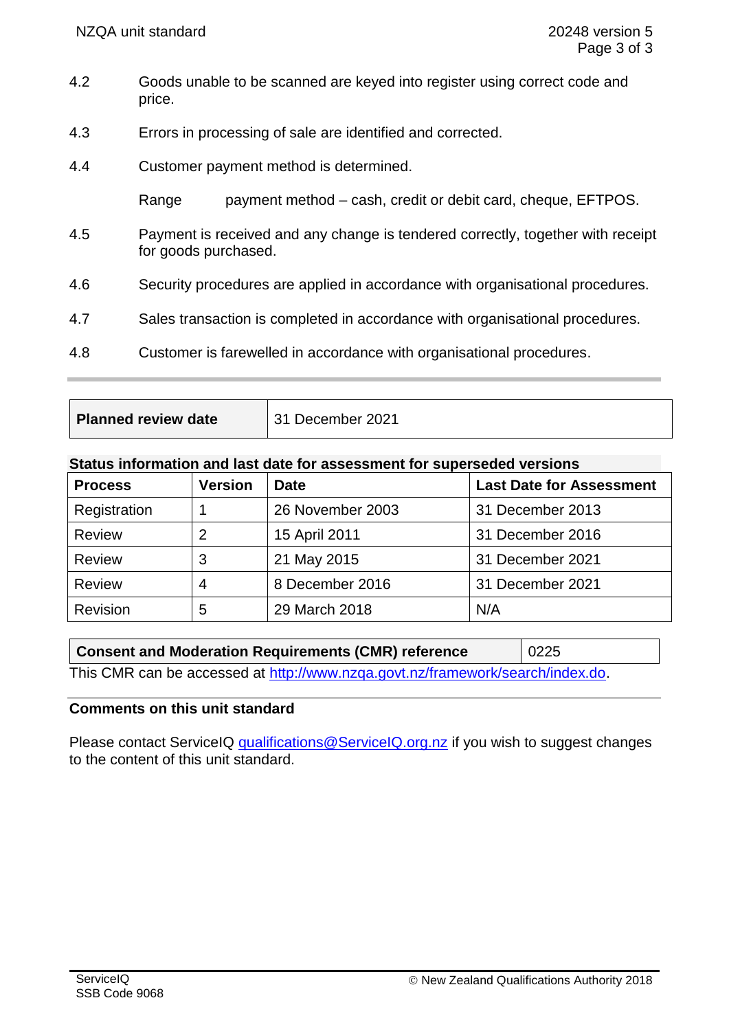4.2 Goods unable to be scanned are keyed into register using correct code and price.

4.3 Errors in processing of sale are identified and corrected.

4.4 Customer payment method is determined.

Range payment method – cash, credit or debit card, cheque, EFTPOS.

4.5 Payment is received and any change is tendered correctly, together with receipt for goods purchased.

4.6 Security procedures are applied in accordance with organisational procedures.

4.7 Sales transaction is completed in accordance with organisational procedures.

4.8 Customer is farewelled in accordance with organisational procedures.

---

| | |
|---|---|
| **Planned review date** | 31 December 2021 |

**Status information and last date for assessment for superseded versions**

| Process | Version | Date | Last Date for Assessment |
|---|---|---|---|
| Registration | 1 | 26 November 2003 | 31 December 2013 |
| Review | 2 | 15 April 2011 | 31 December 2016 |
| Review | 3 | 21 May 2015 | 31 December 2021 |
| Review | 4 | 8 December 2016 | 31 December 2021 |
| Revision | 5 | 29 March 2018 | N/A |

| | |
|---|---|
| **Consent and Moderation Requirements (CMR) reference** | 0225 |

This CMR can be accessed at http://www.nzqa.govt.nz/framework/search/index.do.

**Comments on this unit standard**

Please contact ServiceIQ qualifications@ServiceIQ.org.nz if you wish to suggest changes to the content of this unit standard.